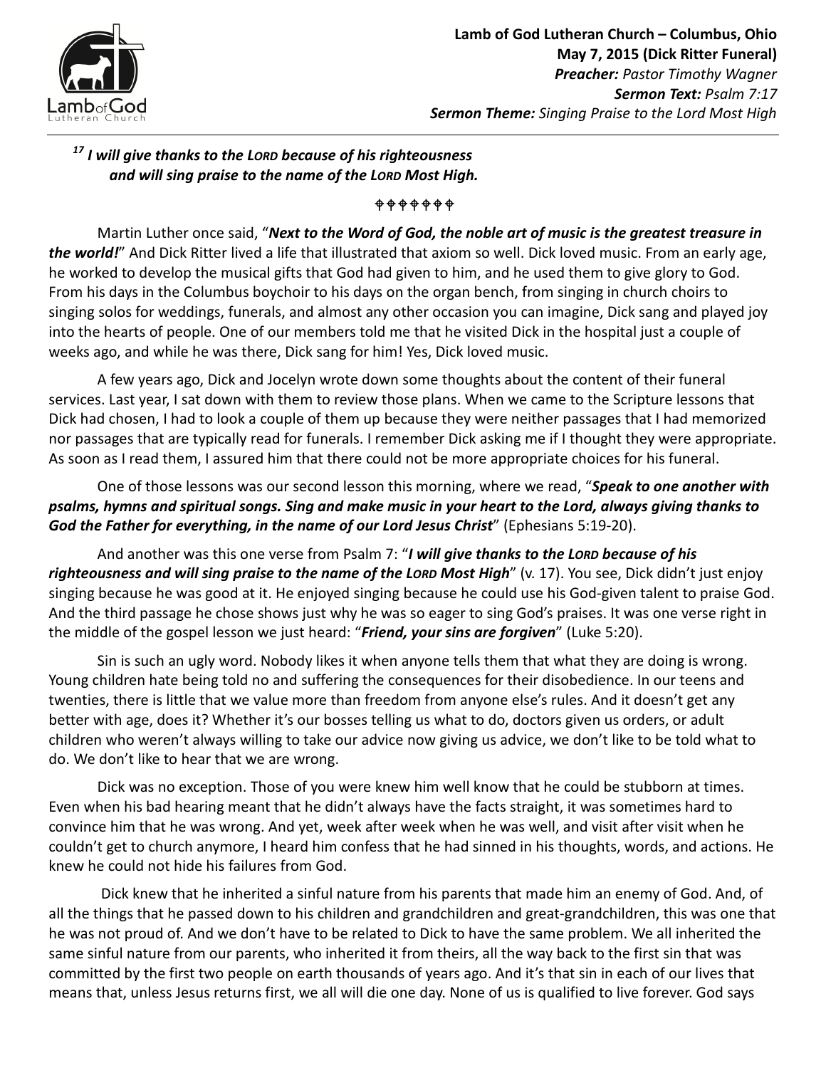**Lamb of God Lutheran Church – Columbus, Ohio**
**May 7, 2015 (Dick Ritter Funeral)**
***Preacher:*** *Pastor Timothy Wagner*
***Sermon Text:*** *Psalm 7:17*
***Sermon Theme:*** *Singing Praise to the Lord Most High*

***[17] I will give thanks to the LORD because of his righteousness***
***and will sing praise to the name of the LORD Most High.***

✠✠✠✠✠✠✠

Martin Luther once said, "***Next to the Word of God, the noble art of music is the greatest treasure in the world!***" And Dick Ritter lived a life that illustrated that axiom so well. Dick loved music. From an early age, he worked to develop the musical gifts that God had given to him, and he used them to give glory to God. From his days in the Columbus boychoir to his days on the organ bench, from singing in church choirs to singing solos for weddings, funerals, and almost any other occasion you can imagine, Dick sang and played joy into the hearts of people. One of our members told me that he visited Dick in the hospital just a couple of weeks ago, and while he was there, Dick sang for him! Yes, Dick loved music.

A few years ago, Dick and Jocelyn wrote down some thoughts about the content of their funeral services. Last year, I sat down with them to review those plans. When we came to the Scripture lessons that Dick had chosen, I had to look a couple of them up because they were neither passages that I had memorized nor passages that are typically read for funerals. I remember Dick asking me if I thought they were appropriate. As soon as I read them, I assured him that there could not be more appropriate choices for his funeral.

One of those lessons was our second lesson this morning, where we read, "***Speak to one another with psalms, hymns and spiritual songs. Sing and make music in your heart to the Lord, always giving thanks to God the Father for everything, in the name of our Lord Jesus Christ***" (Ephesians 5:19-20).

And another was this one verse from Psalm 7: "***I will give thanks to the LORD because of his righteousness and will sing praise to the name of the LORD Most High***" (v. 17). You see, Dick didn't just enjoy singing because he was good at it. He enjoyed singing because he could use his God-given talent to praise God. And the third passage he chose shows just why he was so eager to sing God's praises. It was one verse right in the middle of the gospel lesson we just heard: "***Friend, your sins are forgiven***" (Luke 5:20).

Sin is such an ugly word. Nobody likes it when anyone tells them that what they are doing is wrong. Young children hate being told no and suffering the consequences for their disobedience. In our teens and twenties, there is little that we value more than freedom from anyone else's rules. And it doesn't get any better with age, does it? Whether it's our bosses telling us what to do, doctors given us orders, or adult children who weren't always willing to take our advice now giving us advice, we don't like to be told what to do. We don't like to hear that we are wrong.

Dick was no exception. Those of you were knew him well know that he could be stubborn at times. Even when his bad hearing meant that he didn't always have the facts straight, it was sometimes hard to convince him that he was wrong. And yet, week after week when he was well, and visit after visit when he couldn't get to church anymore, I heard him confess that he had sinned in his thoughts, words, and actions. He knew he could not hide his failures from God.

Dick knew that he inherited a sinful nature from his parents that made him an enemy of God. And, of all the things that he passed down to his children and grandchildren and great-grandchildren, this was one that he was not proud of. And we don't have to be related to Dick to have the same problem. We all inherited the same sinful nature from our parents, who inherited it from theirs, all the way back to the first sin that was committed by the first two people on earth thousands of years ago. And it's that sin in each of our lives that means that, unless Jesus returns first, we all will die one day. None of us is qualified to live forever. God says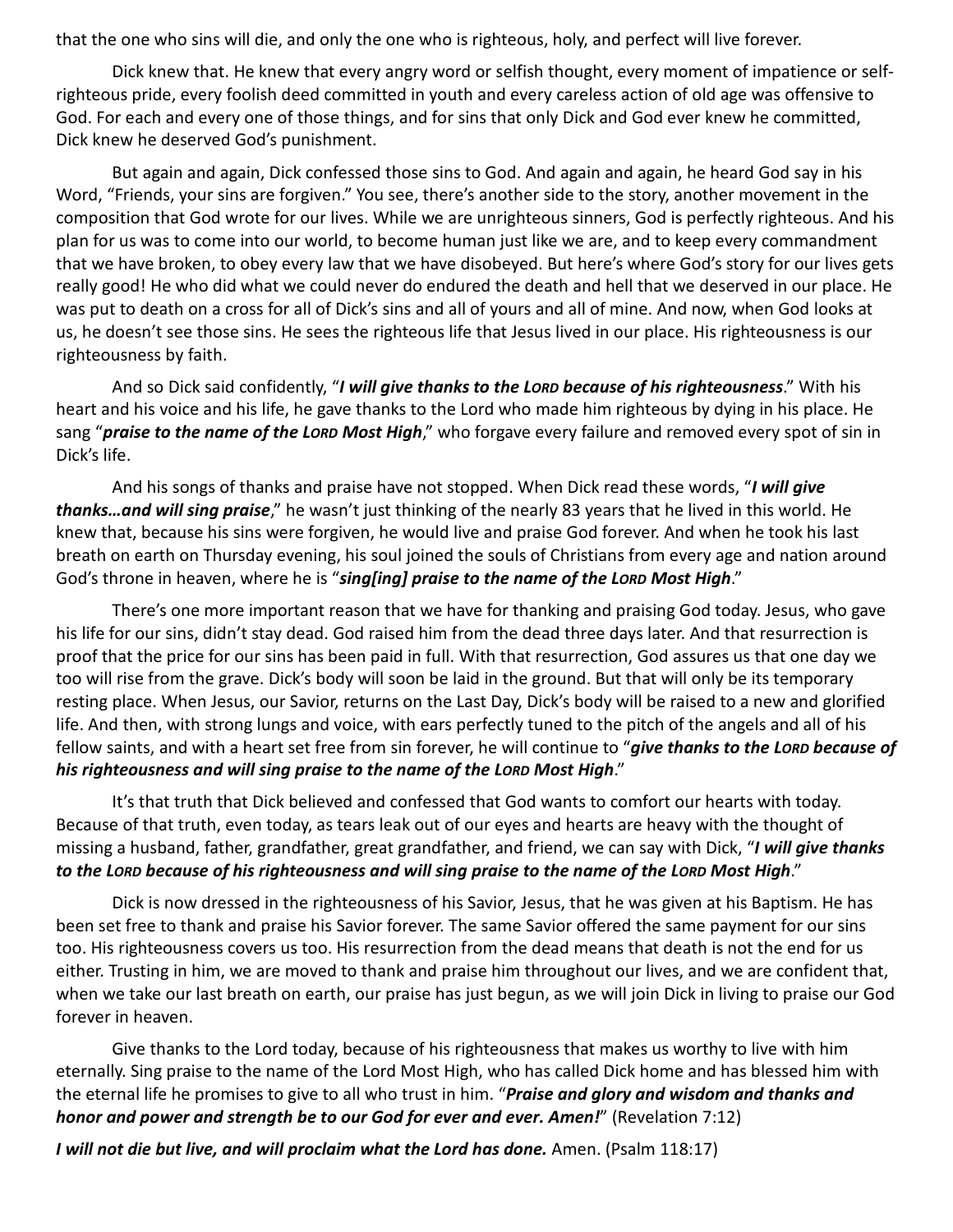that the one who sins will die, and only the one who is righteous, holy, and perfect will live forever.

Dick knew that. He knew that every angry word or selfish thought, every moment of impatience or self-righteous pride, every foolish deed committed in youth and every careless action of old age was offensive to God. For each and every one of those things, and for sins that only Dick and God ever knew he committed, Dick knew he deserved God's punishment.

But again and again, Dick confessed those sins to God. And again and again, he heard God say in his Word, "Friends, your sins are forgiven." You see, there's another side to the story, another movement in the composition that God wrote for our lives. While we are unrighteous sinners, God is perfectly righteous. And his plan for us was to come into our world, to become human just like we are, and to keep every commandment that we have broken, to obey every law that we have disobeyed. But here's where God's story for our lives gets really good! He who did what we could never do endured the death and hell that we deserved in our place. He was put to death on a cross for all of Dick's sins and all of yours and all of mine. And now, when God looks at us, he doesn't see those sins. He sees the righteous life that Jesus lived in our place. His righteousness is our righteousness by faith.

And so Dick said confidently, "***I will give thanks to the LORD because of his righteousness***." With his heart and his voice and his life, he gave thanks to the Lord who made him righteous by dying in his place. He sang "***praise to the name of the LORD Most High***," who forgave every failure and removed every spot of sin in Dick's life.

And his songs of thanks and praise have not stopped. When Dick read these words, "***I will give thanks…and will sing praise***," he wasn't just thinking of the nearly 83 years that he lived in this world. He knew that, because his sins were forgiven, he would live and praise God forever. And when he took his last breath on earth on Thursday evening, his soul joined the souls of Christians from every age and nation around God's throne in heaven, where he is "***sing[ing] praise to the name of the LORD Most High***."

There's one more important reason that we have for thanking and praising God today. Jesus, who gave his life for our sins, didn't stay dead. God raised him from the dead three days later. And that resurrection is proof that the price for our sins has been paid in full. With that resurrection, God assures us that one day we too will rise from the grave. Dick's body will soon be laid in the ground. But that will only be its temporary resting place. When Jesus, our Savior, returns on the Last Day, Dick's body will be raised to a new and glorified life. And then, with strong lungs and voice, with ears perfectly tuned to the pitch of the angels and all of his fellow saints, and with a heart set free from sin forever, he will continue to "***give thanks to the LORD because of his righteousness and will sing praise to the name of the LORD Most High***."

It's that truth that Dick believed and confessed that God wants to comfort our hearts with today. Because of that truth, even today, as tears leak out of our eyes and hearts are heavy with the thought of missing a husband, father, grandfather, great grandfather, and friend, we can say with Dick, "***I will give thanks to the LORD because of his righteousness and will sing praise to the name of the LORD Most High***."

Dick is now dressed in the righteousness of his Savior, Jesus, that he was given at his Baptism. He has been set free to thank and praise his Savior forever. The same Savior offered the same payment for our sins too. His righteousness covers us too. His resurrection from the dead means that death is not the end for us either. Trusting in him, we are moved to thank and praise him throughout our lives, and we are confident that, when we take our last breath on earth, our praise has just begun, as we will join Dick in living to praise our God forever in heaven.

Give thanks to the Lord today, because of his righteousness that makes us worthy to live with him eternally. Sing praise to the name of the Lord Most High, who has called Dick home and has blessed him with the eternal life he promises to give to all who trust in him. "***Praise and glory and wisdom and thanks and honor and power and strength be to our God for ever and ever. Amen!***" (Revelation 7:12)

***I will not die but live, and will proclaim what the Lord has done.*** Amen. (Psalm 118:17)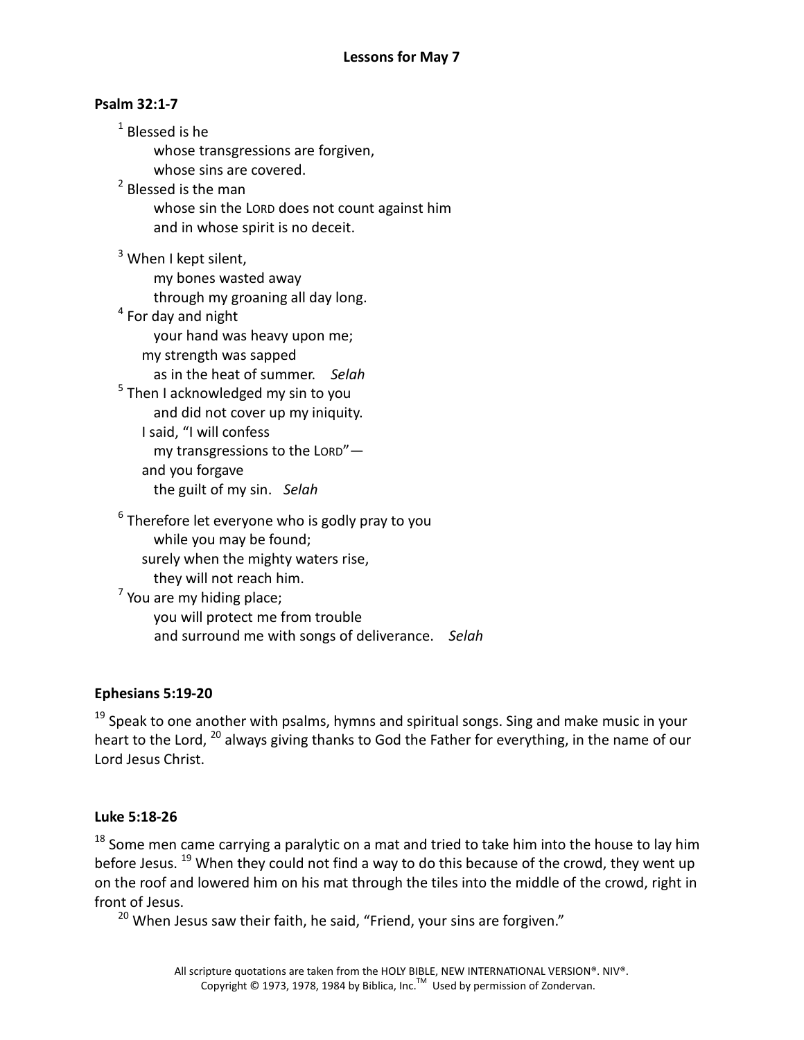## Lessons for May 7

**Psalm 32:1-7**

[1] Blessed is he
    whose transgressions are forgiven,
    whose sins are covered.
[2] Blessed is the man
    whose sin the LORD does not count against him
    and in whose spirit is no deceit.

[3] When I kept silent,
    my bones wasted away
    through my groaning all day long.
[4] For day and night
    your hand was heavy upon me;
  my strength was sapped
    as in the heat of summer. *Selah*
[5] Then I acknowledged my sin to you
    and did not cover up my iniquity.
  I said, "I will confess
    my transgressions to the LORD"—
  and you forgave
    the guilt of my sin. *Selah*

[6] Therefore let everyone who is godly pray to you
    while you may be found;
  surely when the mighty waters rise,
    they will not reach him.
[7] You are my hiding place;
    you will protect me from trouble
    and surround me with songs of deliverance. *Selah*

**Ephesians 5:19-20**

[19] Speak to one another with psalms, hymns and spiritual songs. Sing and make music in your heart to the Lord, [20] always giving thanks to God the Father for everything, in the name of our Lord Jesus Christ.

**Luke 5:18-26**

[18] Some men came carrying a paralytic on a mat and tried to take him into the house to lay him before Jesus. [19] When they could not find a way to do this because of the crowd, they went up on the roof and lowered him on his mat through the tiles into the middle of the crowd, right in front of Jesus.

[20] When Jesus saw their faith, he said, "Friend, your sins are forgiven."

All scripture quotations are taken from the HOLY BIBLE, NEW INTERNATIONAL VERSION®. NIV®. Copyright © 1973, 1978, 1984 by Biblica, Inc.™ Used by permission of Zondervan.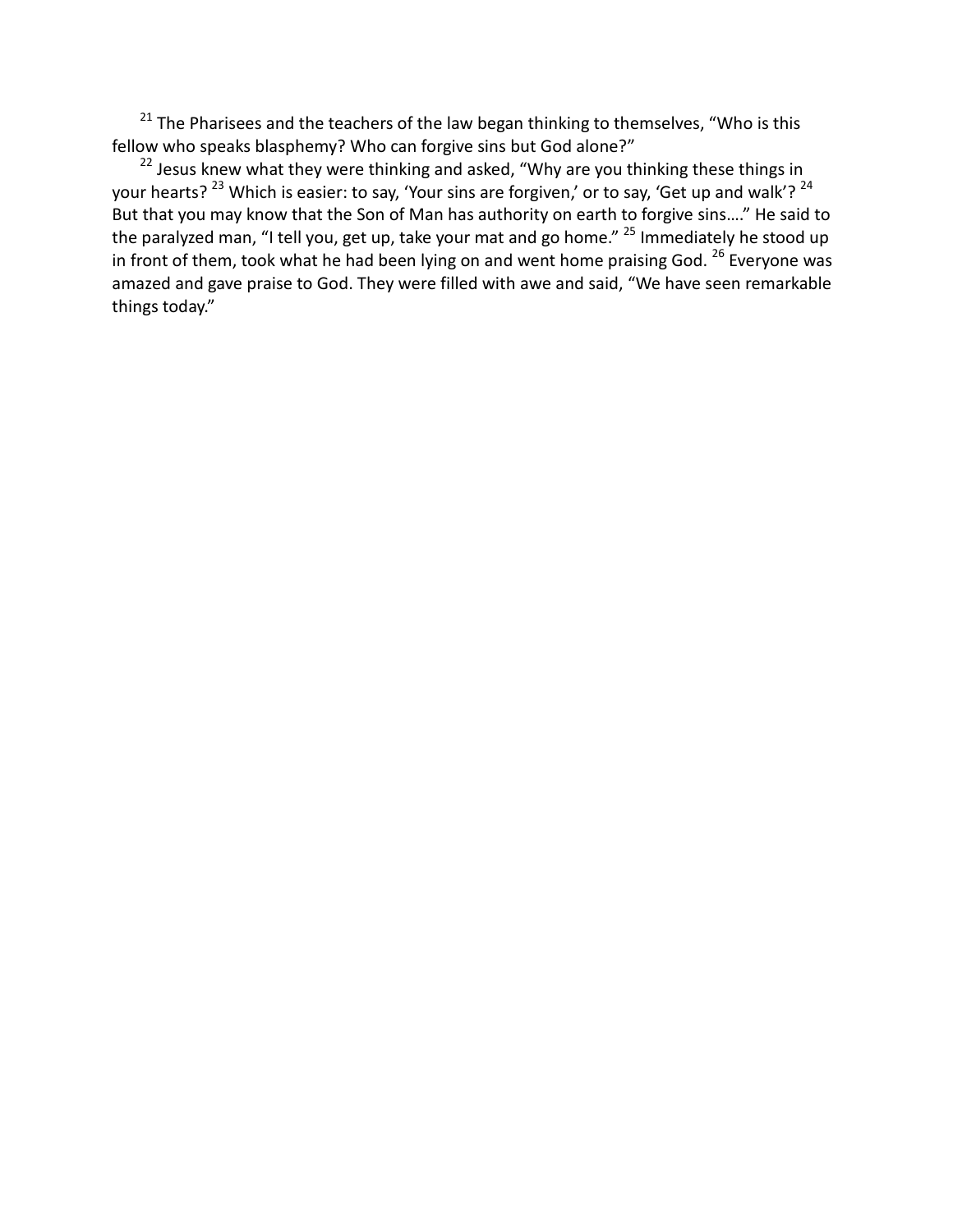[21] The Pharisees and the teachers of the law began thinking to themselves, "Who is this fellow who speaks blasphemy? Who can forgive sins but God alone?"

[22] Jesus knew what they were thinking and asked, "Why are you thinking these things in your hearts? [23] Which is easier: to say, 'Your sins are forgiven,' or to say, 'Get up and walk'? [24] But that you may know that the Son of Man has authority on earth to forgive sins…." He said to the paralyzed man, "I tell you, get up, take your mat and go home." [25] Immediately he stood up in front of them, took what he had been lying on and went home praising God. [26] Everyone was amazed and gave praise to God. They were filled with awe and said, "We have seen remarkable things today."